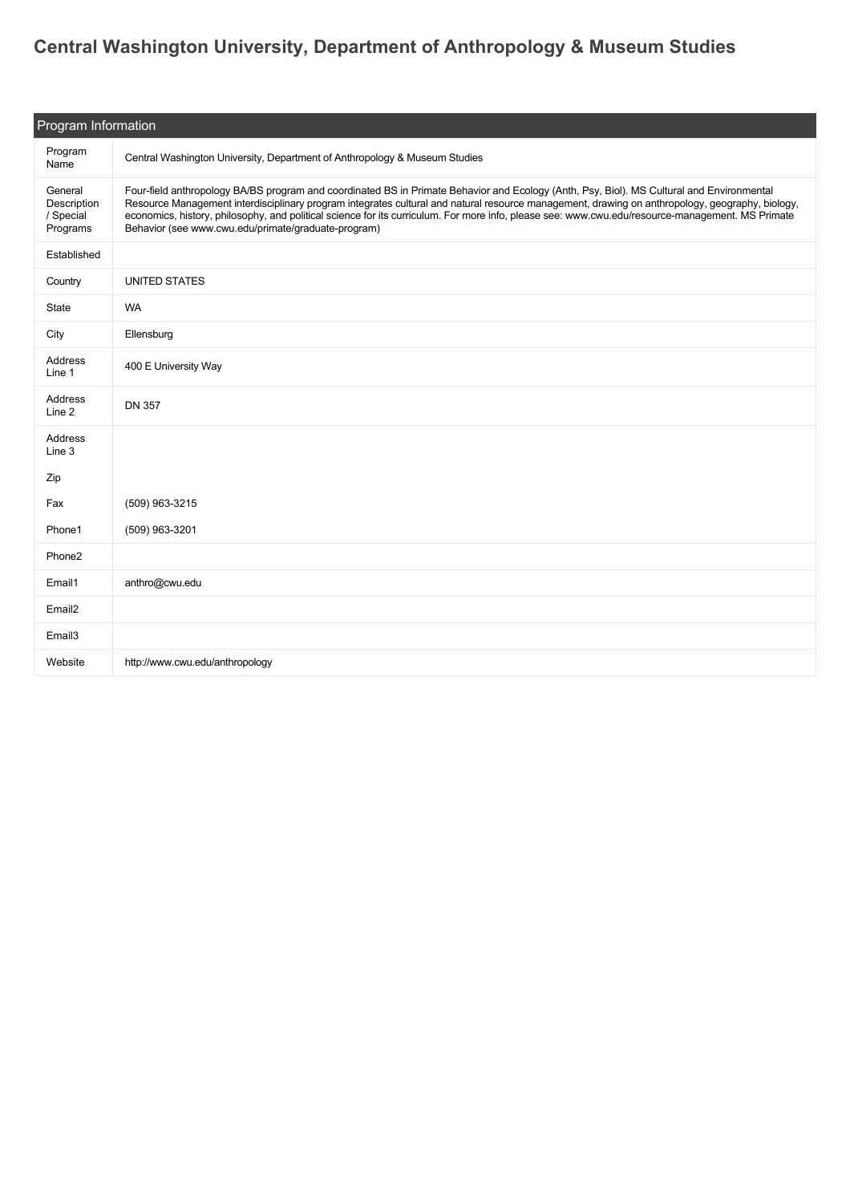# Central Washington University, Department of Anthropology & Museum Studies

| Program Information | |
|---|---|
| Program Name | Central Washington University, Department of Anthropology & Museum Studies |
| General Description / Special Programs | Four-field anthropology BA/BS program and coordinated BS in Primate Behavior and Ecology (Anth, Psy, Biol). MS Cultural and Environmental Resource Management interdisciplinary program integrates cultural and natural resource management, drawing on anthropology, geography, biology, economics, history, philosophy, and political science for its curriculum. For more info, please see: www.cwu.edu/resource-management. MS Primate Behavior (see www.cwu.edu/primate/graduate-program) |
| Established | |
| Country | UNITED STATES |
| State | WA |
| City | Ellensburg |
| Address Line 1 | 400 E University Way |
| Address Line 2 | DN 357 |
| Address Line 3 | |
| Zip | |
| Fax | (509) 963-3215 |
| Phone1 | (509) 963-3201 |
| Phone2 | |
| Email1 | anthro@cwu.edu |
| Email2 | |
| Email3 | |
| Website | http://www.cwu.edu/anthropology |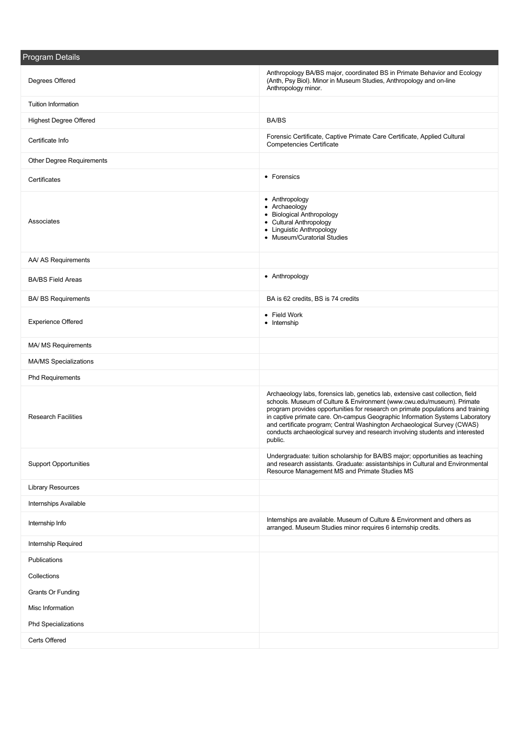| Program Details | |
|---|---|
| Degrees Offered | Anthropology BA/BS major, coordinated BS in Primate Behavior and Ecology (Anth, Psy Biol). Minor in Museum Studies, Anthropology and on-line Anthropology minor. |
| Tuition Information | |
| Highest Degree Offered | BA/BS |
| Certificate Info | Forensic Certificate, Captive Primate Care Certificate, Applied Cultural Competencies Certificate |
| Other Degree Requirements | |
| Certificates | • Forensics |
| Associates | • Anthropology<br>• Archaeology<br>• Biological Anthropology<br>• Cultural Anthropology<br>• Linguistic Anthropology<br>• Museum/Curatorial Studies |
| AA/ AS Requirements | |
| BA/BS Field Areas | • Anthropology |
| BA/ BS Requirements | BA is 62 credits, BS is 74 credits |
| Experience Offered | • Field Work<br>• Internship |
| MA/ MS Requirements | |
| MA/MS Specializations | |
| Phd Requirements | |
| Research Facilities | Archaeology labs, forensics lab, genetics lab, extensive cast collection, field schools. Museum of Culture & Environment (www.cwu.edu/museum). Primate program provides opportunities for research on primate populations and training in captive primate care. On-campus Geographic Information Systems Laboratory and certificate program; Central Washington Archaeological Survey (CWAS) conducts archaeological survey and research involving students and interested public. |
| Support Opportunities | Undergraduate: tuition scholarship for BA/BS major; opportunities as teaching and research assistants. Graduate: assistantships in Cultural and Environmental Resource Management MS and Primate Studies MS |
| Library Resources | |
| Internships Available | |
| Internship Info | Internships are available. Museum of Culture & Environment and others as arranged. Museum Studies minor requires 6 internship credits. |
| Internship Required | |
| Publications | |
| Collections | |
| Grants Or Funding | |
| Misc Information | |
| Phd Specializations | |
| Certs Offered | |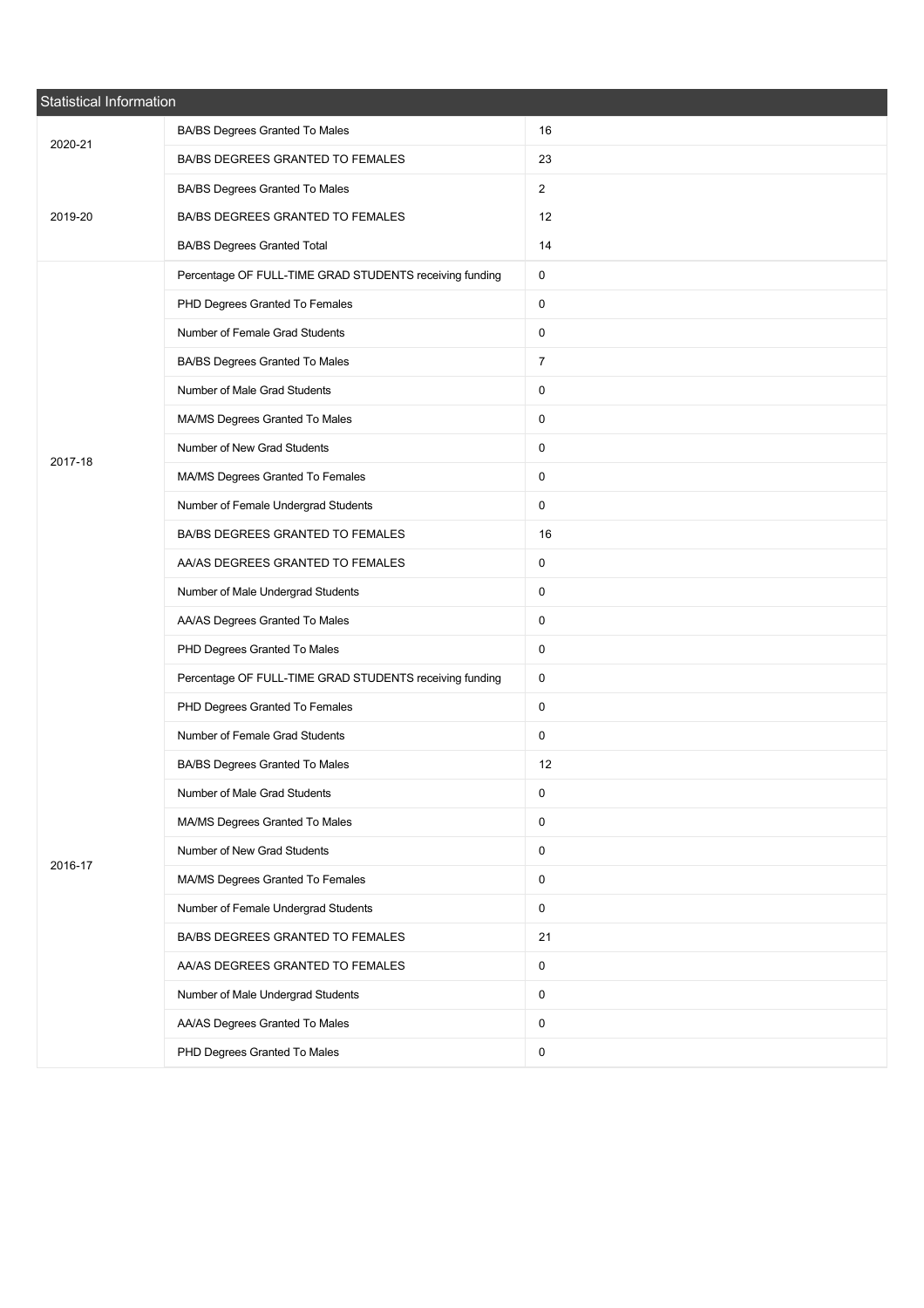| Statistical Information | | |
|---|---|---|
| 2020-21 | BA/BS Degrees Granted To Males | 16 |
| | BA/BS DEGREES GRANTED TO FEMALES | 23 |
| 2019-20 | BA/BS Degrees Granted To Males | 2 |
| | BA/BS DEGREES GRANTED TO FEMALES | 12 |
| | BA/BS Degrees Granted Total | 14 |
| 2017-18 | Percentage OF FULL-TIME GRAD STUDENTS receiving funding | 0 |
| | PHD Degrees Granted To Females | 0 |
| | Number of Female Grad Students | 0 |
| | BA/BS Degrees Granted To Males | 7 |
| | Number of Male Grad Students | 0 |
| | MA/MS Degrees Granted To Males | 0 |
| | Number of New Grad Students | 0 |
| | MA/MS Degrees Granted To Females | 0 |
| | Number of Female Undergrad Students | 0 |
| | BA/BS DEGREES GRANTED TO FEMALES | 16 |
| | AA/AS DEGREES GRANTED TO FEMALES | 0 |
| | Number of Male Undergrad Students | 0 |
| | AA/AS Degrees Granted To Males | 0 |
| | PHD Degrees Granted To Males | 0 |
| 2016-17 | Percentage OF FULL-TIME GRAD STUDENTS receiving funding | 0 |
| | PHD Degrees Granted To Females | 0 |
| | Number of Female Grad Students | 0 |
| | BA/BS Degrees Granted To Males | 12 |
| | Number of Male Grad Students | 0 |
| | MA/MS Degrees Granted To Males | 0 |
| | Number of New Grad Students | 0 |
| | MA/MS Degrees Granted To Females | 0 |
| | Number of Female Undergrad Students | 0 |
| | BA/BS DEGREES GRANTED TO FEMALES | 21 |
| | AA/AS DEGREES GRANTED TO FEMALES | 0 |
| | Number of Male Undergrad Students | 0 |
| | AA/AS Degrees Granted To Males | 0 |
| | PHD Degrees Granted To Males | 0 |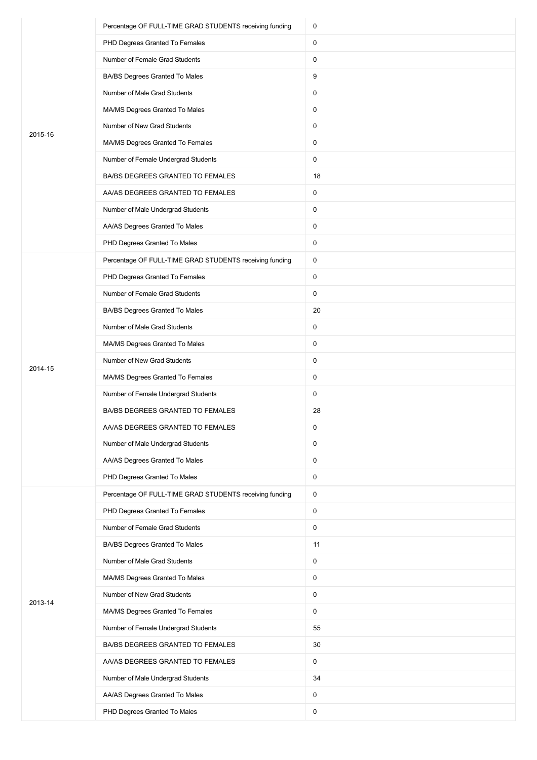| | | |
|---|---|---|
| 2015-16 | Percentage OF FULL-TIME GRAD STUDENTS receiving funding | 0 |
| | PHD Degrees Granted To Females | 0 |
| | Number of Female Grad Students | 0 |
| | BA/BS Degrees Granted To Males | 9 |
| | Number of Male Grad Students | 0 |
| | MA/MS Degrees Granted To Males | 0 |
| | Number of New Grad Students | 0 |
| | MA/MS Degrees Granted To Females | 0 |
| | Number of Female Undergrad Students | 0 |
| | BA/BS DEGREES GRANTED TO FEMALES | 18 |
| | AA/AS DEGREES GRANTED TO FEMALES | 0 |
| | Number of Male Undergrad Students | 0 |
| | AA/AS Degrees Granted To Males | 0 |
| | PHD Degrees Granted To Males | 0 |
| 2014-15 | Percentage OF FULL-TIME GRAD STUDENTS receiving funding | 0 |
| | PHD Degrees Granted To Females | 0 |
| | Number of Female Grad Students | 0 |
| | BA/BS Degrees Granted To Males | 20 |
| | Number of Male Grad Students | 0 |
| | MA/MS Degrees Granted To Males | 0 |
| | Number of New Grad Students | 0 |
| | MA/MS Degrees Granted To Females | 0 |
| | Number of Female Undergrad Students | 0 |
| | BA/BS DEGREES GRANTED TO FEMALES | 28 |
| | AA/AS DEGREES GRANTED TO FEMALES | 0 |
| | Number of Male Undergrad Students | 0 |
| | AA/AS Degrees Granted To Males | 0 |
| | PHD Degrees Granted To Males | 0 |
| 2013-14 | Percentage OF FULL-TIME GRAD STUDENTS receiving funding | 0 |
| | PHD Degrees Granted To Females | 0 |
| | Number of Female Grad Students | 0 |
| | BA/BS Degrees Granted To Males | 11 |
| | Number of Male Grad Students | 0 |
| | MA/MS Degrees Granted To Males | 0 |
| | Number of New Grad Students | 0 |
| | MA/MS Degrees Granted To Females | 0 |
| | Number of Female Undergrad Students | 55 |
| | BA/BS DEGREES GRANTED TO FEMALES | 30 |
| | AA/AS DEGREES GRANTED TO FEMALES | 0 |
| | Number of Male Undergrad Students | 34 |
| | AA/AS Degrees Granted To Males | 0 |
| | PHD Degrees Granted To Males | 0 |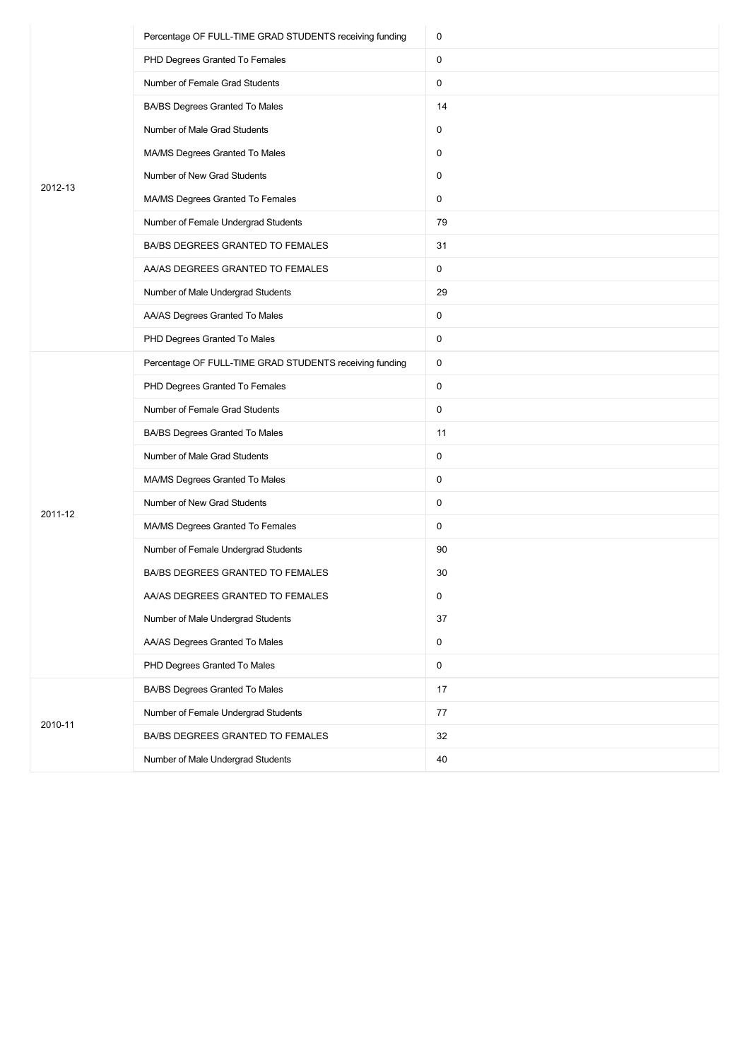| | | |
|---|---|---|
| 2012-13 | Percentage OF FULL-TIME GRAD STUDENTS receiving funding | 0 |
| | PHD Degrees Granted To Females | 0 |
| | Number of Female Grad Students | 0 |
| | BA/BS Degrees Granted To Males | 14 |
| | Number of Male Grad Students | 0 |
| | MA/MS Degrees Granted To Males | 0 |
| | Number of New Grad Students | 0 |
| | MA/MS Degrees Granted To Females | 0 |
| | Number of Female Undergrad Students | 79 |
| | BA/BS DEGREES GRANTED TO FEMALES | 31 |
| | AA/AS DEGREES GRANTED TO FEMALES | 0 |
| | Number of Male Undergrad Students | 29 |
| | AA/AS Degrees Granted To Males | 0 |
| | PHD Degrees Granted To Males | 0 |
| 2011-12 | Percentage OF FULL-TIME GRAD STUDENTS receiving funding | 0 |
| | PHD Degrees Granted To Females | 0 |
| | Number of Female Grad Students | 0 |
| | BA/BS Degrees Granted To Males | 11 |
| | Number of Male Grad Students | 0 |
| | MA/MS Degrees Granted To Males | 0 |
| | Number of New Grad Students | 0 |
| | MA/MS Degrees Granted To Females | 0 |
| | Number of Female Undergrad Students | 90 |
| | BA/BS DEGREES GRANTED TO FEMALES | 30 |
| | AA/AS DEGREES GRANTED TO FEMALES | 0 |
| | Number of Male Undergrad Students | 37 |
| | AA/AS Degrees Granted To Males | 0 |
| | PHD Degrees Granted To Males | 0 |
| 2010-11 | BA/BS Degrees Granted To Males | 17 |
| | Number of Female Undergrad Students | 77 |
| | BA/BS DEGREES GRANTED TO FEMALES | 32 |
| | Number of Male Undergrad Students | 40 |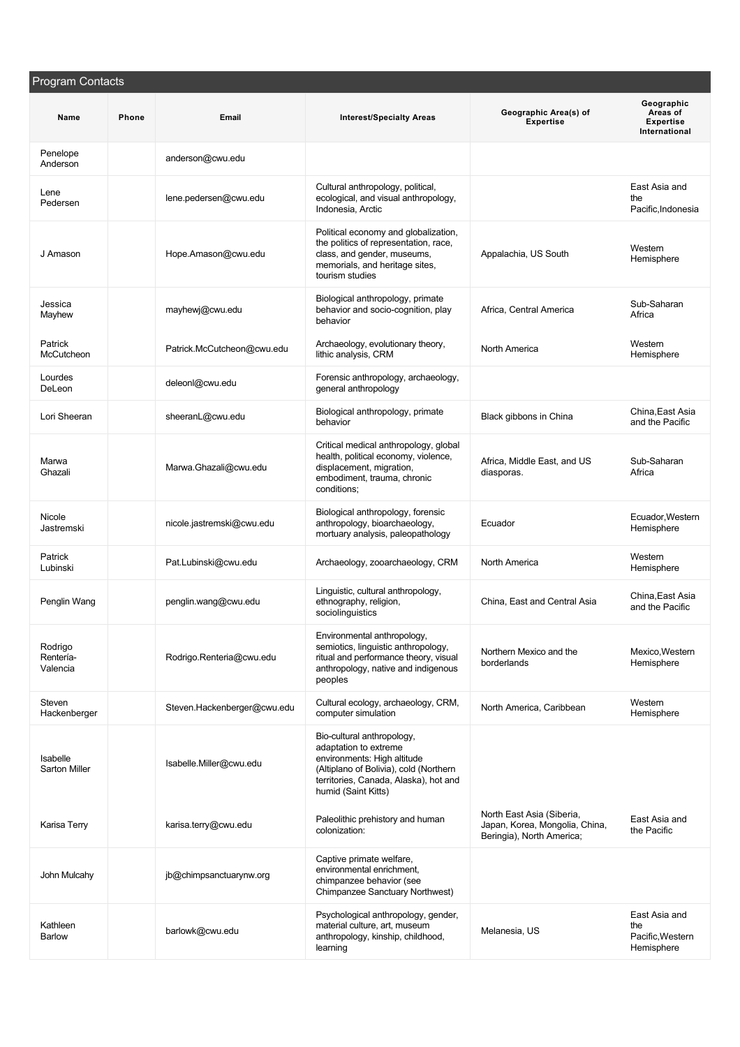## Program Contacts

| Name | Phone | Email | Interest/Specialty Areas | Geographic Area(s) of Expertise | Geographic Areas of Expertise International |
|---|---|---|---|---|---|
| Penelope Anderson | | anderson@cwu.edu | | | |
| Lene Pedersen | | lene.pedersen@cwu.edu | Cultural anthropology, political, ecological, and visual anthropology, Indonesia, Arctic | | East Asia and the Pacific,Indonesia |
| J Amason | | Hope.Amason@cwu.edu | Political economy and globalization, the politics of representation, race, class, and gender, museums, memorials, and heritage sites, tourism studies | Appalachia, US South | Western Hemisphere |
| Jessica Mayhew | | mayhewj@cwu.edu | Biological anthropology, primate behavior and socio-cognition, play behavior | Africa, Central America | Sub-Saharan Africa |
| Patrick McCutcheon | | Patrick.McCutcheon@cwu.edu | Archaeology, evolutionary theory, lithic analysis, CRM | North America | Western Hemisphere |
| Lourdes DeLeon | | deleonl@cwu.edu | Forensic anthropology, archaeology, general anthropology | | |
| Lori Sheeran | | sheeranL@cwu.edu | Biological anthropology, primate behavior | Black gibbons in China | China,East Asia and the Pacific |
| Marwa Ghazali | | Marwa.Ghazali@cwu.edu | Critical medical anthropology, global health, political economy, violence, displacement, migration, embodiment, trauma, chronic conditions; | Africa, Middle East, and US diasporas. | Sub-Saharan Africa |
| Nicole Jastremski | | nicole.jastremski@cwu.edu | Biological anthropology, forensic anthropology, bioarchaeology, mortuary analysis, paleopathology | Ecuador | Ecuador,Western Hemisphere |
| Patrick Lubinski | | Pat.Lubinski@cwu.edu | Archaeology, zooarchaeology, CRM | North America | Western Hemisphere |
| Penglin Wang | | penglin.wang@cwu.edu | Linguistic, cultural anthropology, ethnography, religion, sociolinguistics | China, East and Central Asia | China,East Asia and the Pacific |
| Rodrigo Renteria-Valencia | | Rodrigo.Renteria@cwu.edu | Environmental anthropology, semiotics, linguistic anthropology, ritual and performance theory, visual anthropology, native and indigenous peoples | Northern Mexico and the borderlands | Mexico,Western Hemisphere |
| Steven Hackenberger | | Steven.Hackenberger@cwu.edu | Cultural ecology, archaeology, CRM, computer simulation | North America, Caribbean | Western Hemisphere |
| Isabelle Sarton Miller | | Isabelle.Miller@cwu.edu | Bio-cultural anthropology, adaptation to extreme environments: High altitude (Altiplano of Bolivia), cold (Northern territories, Canada, Alaska), hot and humid (Saint Kitts) | | |
| Karisa Terry | | karisa.terry@cwu.edu | Paleolithic prehistory and human colonization: | North East Asia (Siberia, Japan, Korea, Mongolia, China, Beringia), North America; | East Asia and the Pacific |
| John Mulcahy | | jb@chimpsanctuarynw.org | Captive primate welfare, environmental enrichment, chimpanzee behavior (see Chimpanzee Sanctuary Northwest) | | |
| Kathleen Barlow | | barlowk@cwu.edu | Psychological anthropology, gender, material culture, art, museum anthropology, kinship, childhood, learning | Melanesia, US | East Asia and the Pacific,Western Hemisphere |